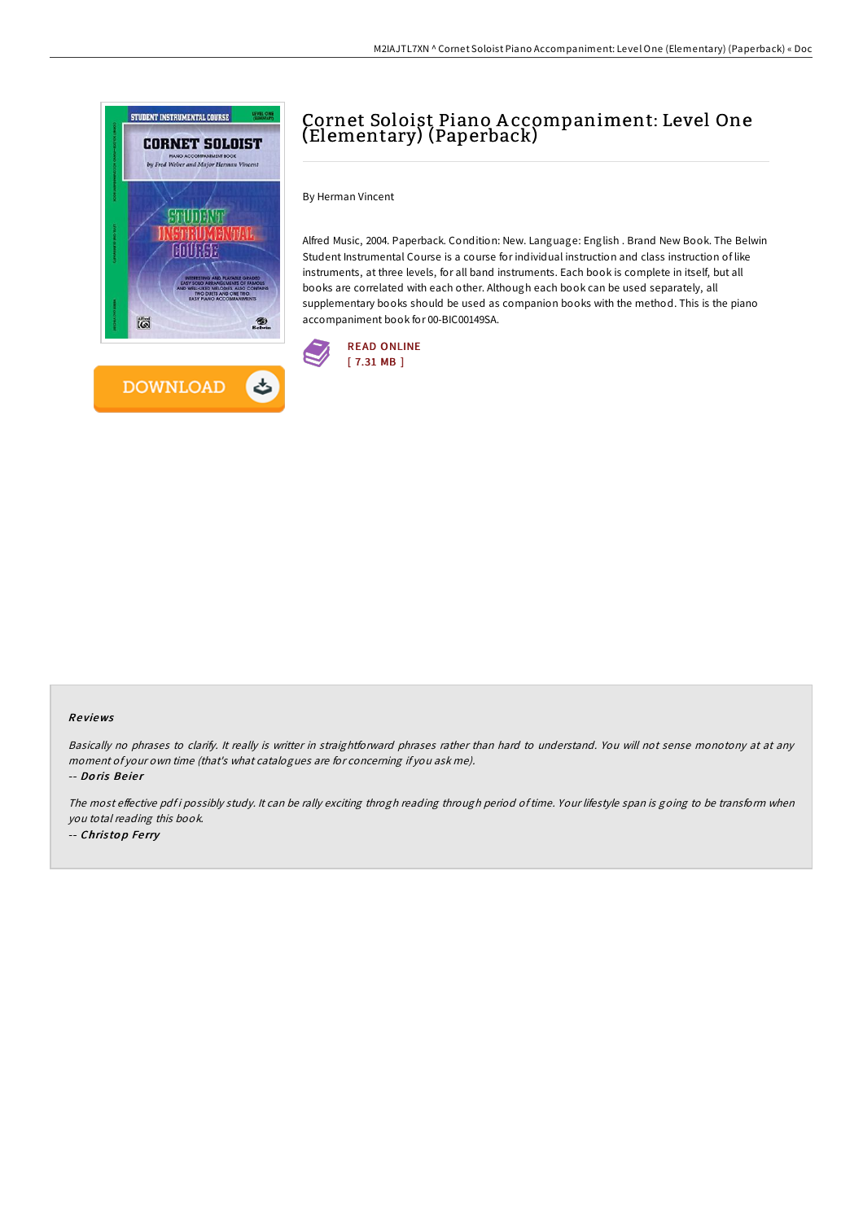# Cornet Soloist Piano Accompaniment: Level One (Elementary) (Paperback)

By Herman Vincent

Alfred Music, 2004. Paperback. Condition: New. Language: English . Brand New Book. The Belwin Student Instrumental Course is a course for individual instruction and class instruction of like instruments, at three levels, for all band instruments. Each book is complete in itself, but all books are correlated with each other. Although each book can be used separately, all supplementary books should be used as companion books with the method. This is the piano accompaniment book for 00-BIC00149SA.

READ ONLINE
[ 7.31 MB ]

DOWNLOAD

## Reviews

*Basically no phrases to clarify. It really is writter in straightforward phrases rather than hard to understand. You will not sense monotony at at any moment of your own time (that's what catalogues are for concerning if you ask me).*

-- *Doris Beier*

*The most effective pdf i possibly study. It can be rally exciting throgh reading through period of time. Your lifestyle span is going to be transform when you total reading this book.*

-- *Christop Ferry*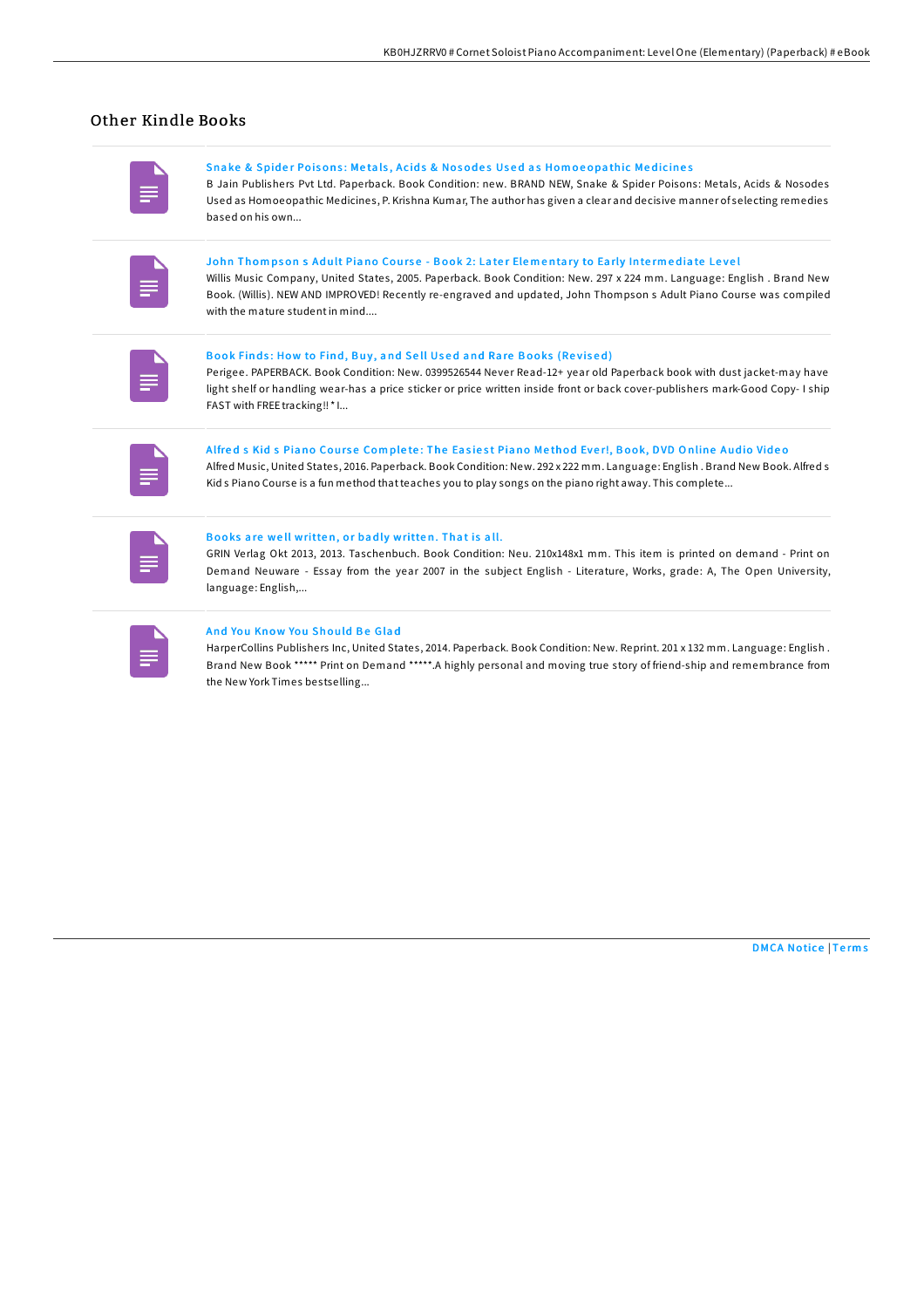## Other Kindle Books

### Snake & Spider Poisons: Metals, Acids & Nosodes Used as Homoeopathic Medicines

B Jain Publishers Pvt Ltd. Paperback. Book Condition: new. BRAND NEW, Snake & Spider Poisons: Metals, Acids & Nosodes Used as Homoeopathic Medicines, P. Krishna Kumar, The author has given a clear and decisive manner of selecting remedies based on his own...

### John Thompson s Adult Piano Course - Book 2: Later Elementary to Early Intermediate Level

Willis Music Company, United States, 2005. Paperback. Book Condition: New. 297 x 224 mm. Language: English . Brand New Book. (Willis). NEW AND IMPROVED! Recently re-engraved and updated, John Thompson s Adult Piano Course was compiled with the mature student in mind....

### Book Finds: How to Find, Buy, and Sell Used and Rare Books (Revised)

Perigee. PAPERBACK. Book Condition: New. 0399526544 Never Read-12+ year old Paperback book with dust jacket-may have light shelf or handling wear-has a price sticker or price written inside front or back cover-publishers mark-Good Copy- I ship FAST with FREE tracking!! * I...

### Alfred s Kid s Piano Course Complete: The Easiest Piano Method Ever!, Book, DVD Online Audio Video

Alfred Music, United States, 2016. Paperback. Book Condition: New. 292 x 222 mm. Language: English . Brand New Book. Alfred s Kid s Piano Course is a fun method that teaches you to play songs on the piano right away. This complete...

### Books are well written, or badly written. That is all.

GRIN Verlag Okt 2013, 2013. Taschenbuch. Book Condition: Neu. 210x148x1 mm. This item is printed on demand - Print on Demand Neuware - Essay from the year 2007 in the subject English - Literature, Works, grade: A, The Open University, language: English,...

### And You Know You Should Be Glad

HarperCollins Publishers Inc, United States, 2014. Paperback. Book Condition: New. Reprint. 201 x 132 mm. Language: English . Brand New Book ***** Print on Demand *****.A highly personal and moving true story of friend-ship and remembrance from the New York Times bestselling...

DMCA Notice | Terms